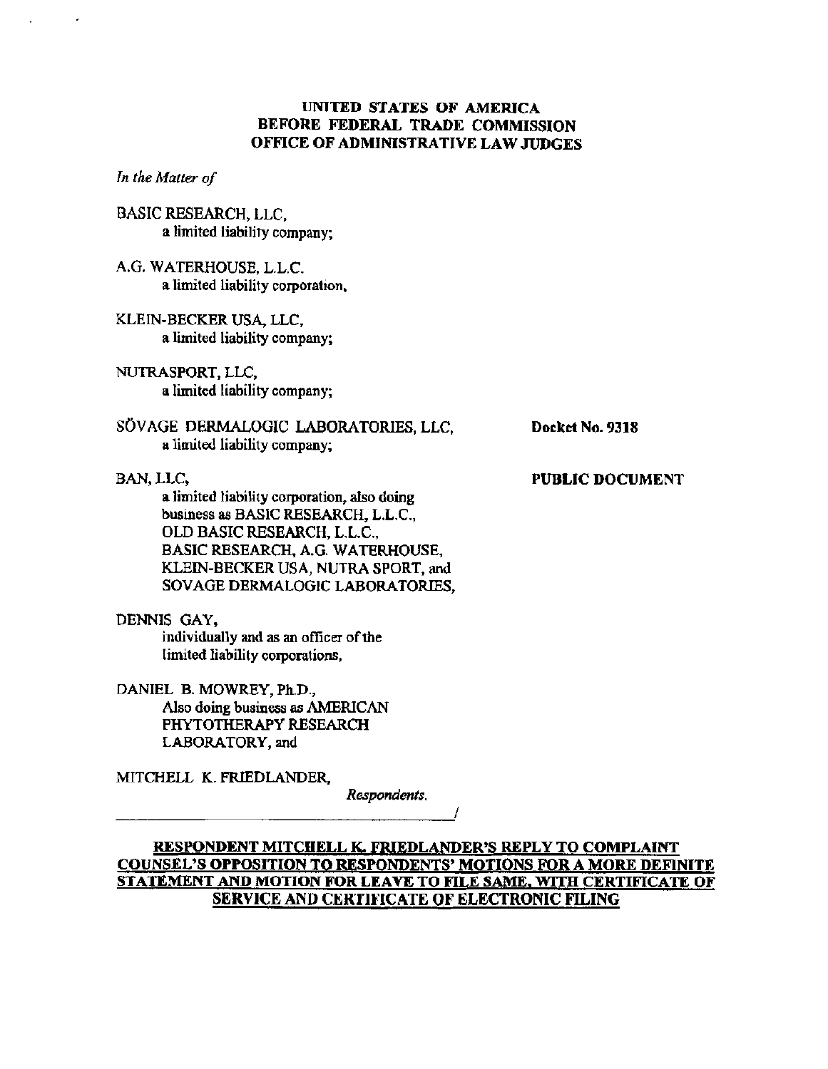**UNITED STATES OF AMERICA**
**BEFORE FEDERAL TRADE COMMISSION**
**OFFICE OF ADMINISTRATIVE LAW JUDGES**

*In the Matter of*

BASIC RESEARCH, LLC,
a limited liability company;

A.G. WATERHOUSE, L.L.C.
a limited liability corporation,

KLEIN-BECKER USA, LLC,
a limited liability company;

NUTRASPORT, LLC,
a limited liability company;

SÖVAGE DERMALOGIC LABORATORIES, LLC,
a limited liability company;

BAN, LLC,
a limited liability corporation, also doing business as BASIC RESEARCH, L.L.C., OLD BASIC RESEARCH, L.L.C., BASIC RESEARCH, A.G. WATERHOUSE, KLEIN-BECKER USA, NUTRA SPORT, and SOVAGE DERMALOGIC LABORATORIES,

DENNIS GAY,
individually and as an officer of the limited liability corporations,

DANIEL B. MOWREY, Ph.D.,
Also doing business as AMERICAN PHYTOTHERAPY RESEARCH LABORATORY, and

MITCHELL K. FRIEDLANDER,

*Respondents.*

**Docket No. 9318**

**PUBLIC DOCUMENT**

**RESPONDENT MITCHELL K. FRIEDLANDER'S REPLY TO COMPLAINT COUNSEL'S OPPOSITION TO RESPONDENTS' MOTIONS FOR A MORE DEFINITE STATEMENT AND MOTION FOR LEAVE TO FILE SAME, WITH CERTIFICATE OF SERVICE AND CERTIFICATE OF ELECTRONIC FILING**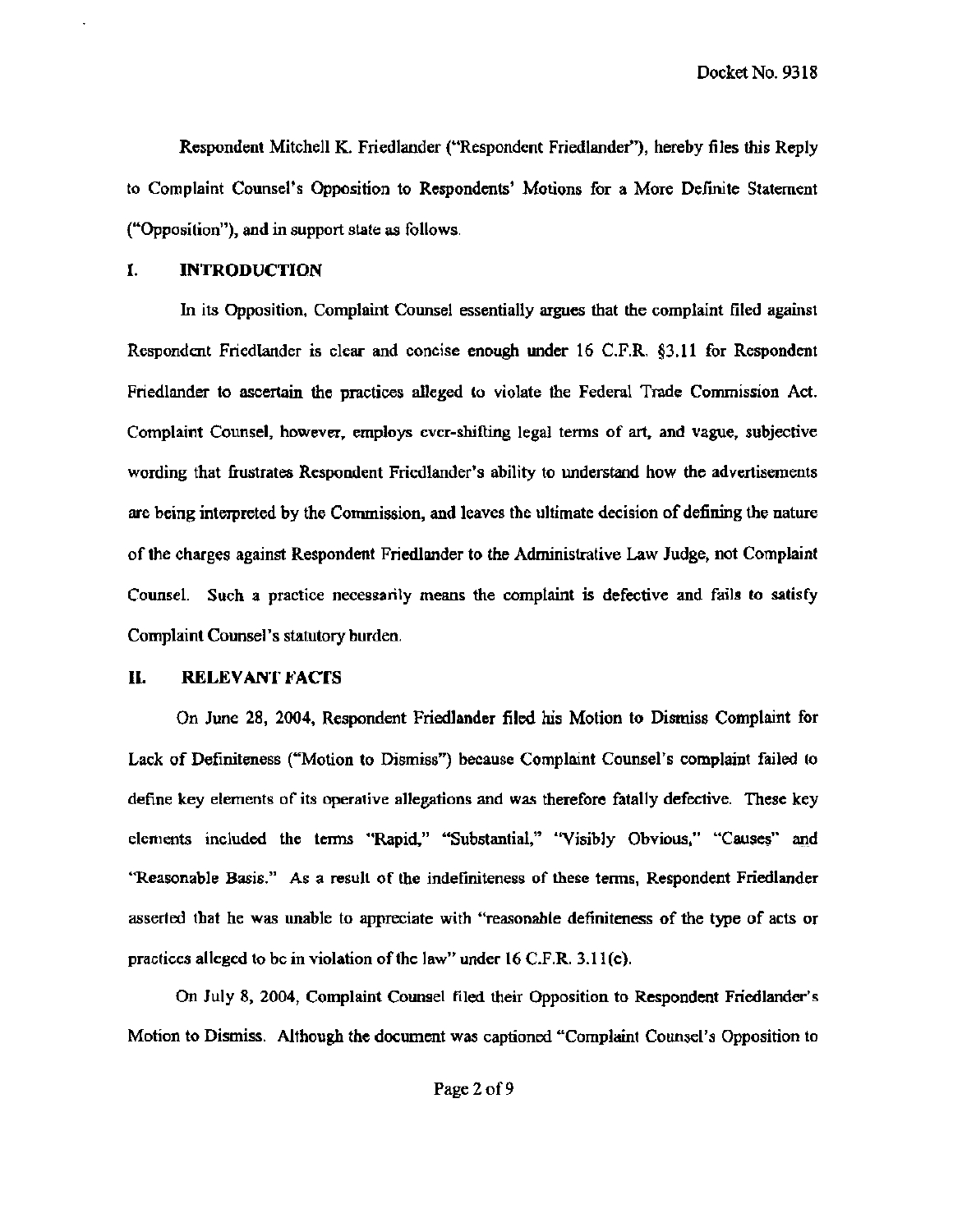Respondent Mitchell K. Friedlander ("Respondent Friedlander"), hereby files this Reply to Complaint Counsel's Opposition to Respondents' Motions for a More Definite Statement ("Opposition"), and in support state as follows.

## I. INTRODUCTION

In its Opposition, Complaint Counsel essentially argues that the complaint filed against Respondent Friedlander is clear and concise enough under 16 C.F.R. §3.11 for Respondent Friedlander to ascertain the practices alleged to violate the Federal Trade Commission Act. Complaint Counsel, however, employs ever-shifting legal terms of art, and vague, subjective wording that frustrates Respondent Friedlander's ability to understand how the advertisements are being interpreted by the Commission, and leaves the ultimate decision of defining the nature of the charges against Respondent Friedlander to the Administrative Law Judge, not Complaint Counsel. Such a practice necessarily means the complaint is defective and fails to satisfy Complaint Counsel's statutory burden.

## II. RELEVANT FACTS

On June 28, 2004, Respondent Friedlander filed his Motion to Dismiss Complaint for Lack of Definiteness ("Motion to Dismiss") because Complaint Counsel's complaint failed to define key elements of its operative allegations and was therefore fatally defective. These key elements included the terms "Rapid," "Substantial," "Visibly Obvious," "Causes" and "Reasonable Basis." As a result of the indefiniteness of these terms, Respondent Friedlander asserted that he was unable to appreciate with "reasonable definiteness of the type of acts or practices alleged to be in violation of the law" under 16 C.F.R. 3.11(c).

On July 8, 2004, Complaint Counsel filed their Opposition to Respondent Friedlander's Motion to Dismiss. Although the document was captioned "Complaint Counsel's Opposition to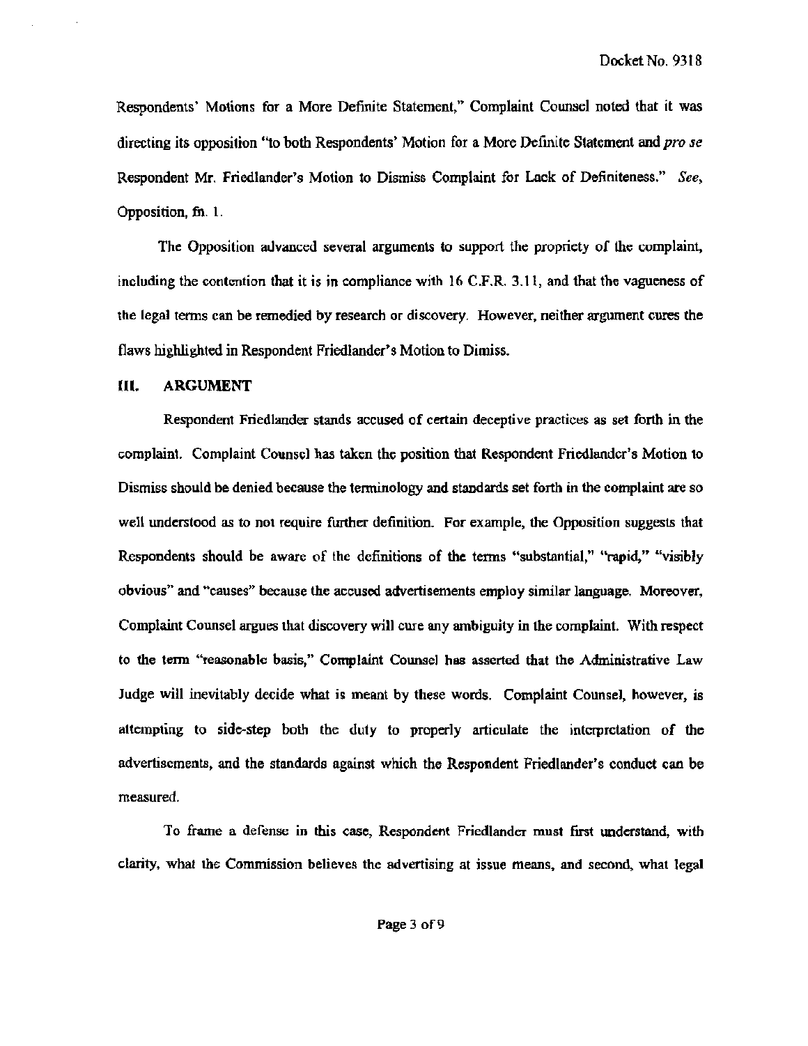Respondents' Motions for a More Definite Statement," Complaint Counsel noted that it was directing its opposition "to both Respondents' Motion for a More Definite Statement and *pro se* Respondent Mr. Friedlander's Motion to Dismiss Complaint for Lack of Definiteness." *See*, Opposition, fn. 1.

The Opposition advanced several arguments to support the propriety of the complaint, including the contention that it is in compliance with 16 C.F.R. 3.11, and that the vagueness of the legal terms can be remedied by research or discovery. However, neither argument cures the flaws highlighted in Respondent Friedlander's Motion to Dimiss.

## III. ARGUMENT

Respondent Friedlander stands accused of certain deceptive practices as set forth in the complaint. Complaint Counsel has taken the position that Respondent Friedlander's Motion to Dismiss should be denied because the terminology and standards set forth in the complaint are so well understood as to not require further definition. For example, the Opposition suggests that Respondents should be aware of the definitions of the terms "substantial," "rapid," "visibly obvious" and "causes" because the accused advertisements employ similar language. Moreover, Complaint Counsel argues that discovery will cure any ambiguity in the complaint. With respect to the term "reasonable basis," Complaint Counsel has asserted that the Administrative Law Judge will inevitably decide what is meant by these words. Complaint Counsel, however, is attempting to side-step both the duty to properly articulate the interpretation of the advertisements, and the standards against which the Respondent Friedlander's conduct can be measured.

To frame a defense in this case, Respondent Friedlander must first understand, with clarity, what the Commission believes the advertising at issue means, and second, what legal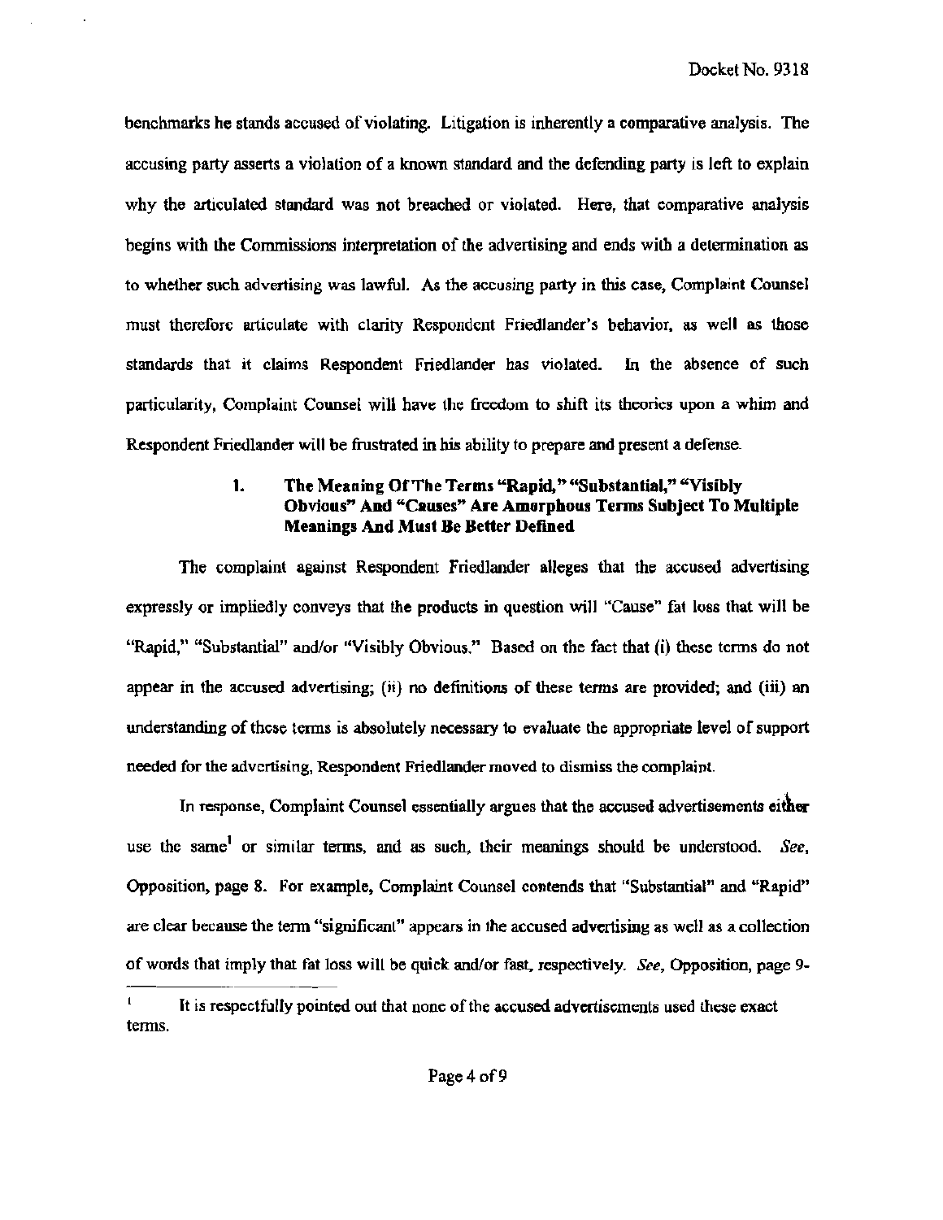benchmarks he stands accused of violating. Litigation is inherently a comparative analysis. The accusing party asserts a violation of a known standard and the defending party is left to explain why the articulated standard was not breached or violated. Here, that comparative analysis begins with the Commissions interpretation of the advertising and ends with a determination as to whether such advertising was lawful. As the accusing party in this case, Complaint Counsel must therefore articulate with clarity Respondent Friedlander's behavior, as well as those standards that it claims Respondent Friedlander has violated. In the absence of such particularity, Complaint Counsel will have the freedom to shift its theories upon a whim and Respondent Friedlander will be frustrated in his ability to prepare and present a defense.

### 1. The Meaning Of The Terms "Rapid," "Substantial," "Visibly Obvious" And "Causes" Are Amorphous Terms Subject To Multiple Meanings And Must Be Better Defined

The complaint against Respondent Friedlander alleges that the accused advertising expressly or impliedly conveys that the products in question will "Cause" fat loss that will be "Rapid," "Substantial" and/or "Visibly Obvious." Based on the fact that (i) these terms do not appear in the accused advertising; (ii) no definitions of these terms are provided; and (iii) an understanding of these terms is absolutely necessary to evaluate the appropriate level of support needed for the advertising, Respondent Friedlander moved to dismiss the complaint.

In response, Complaint Counsel essentially argues that the accused advertisements either use the same[1] or similar terms, and as such, their meanings should be understood. *See*, Opposition, page 8. For example, Complaint Counsel contends that "Substantial" and "Rapid" are clear because the term "significant" appears in the accused advertising as well as a collection of words that imply that fat loss will be quick and/or fast, respectively. *See*, Opposition, page 9-

[1] It is respectfully pointed out that none of the accused advertisements used these exact terms.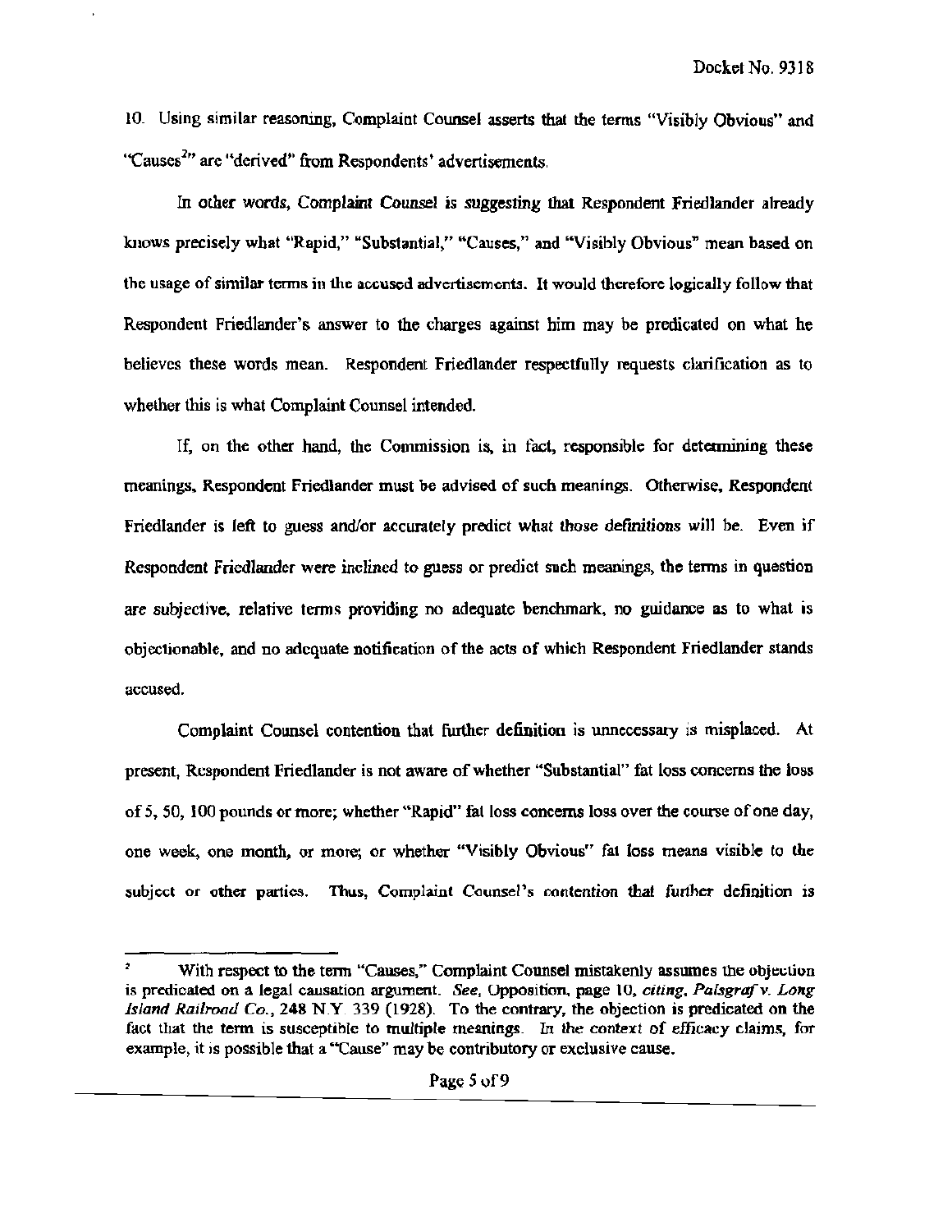10. Using similar reasoning, Complaint Counsel asserts that the terms "Visibly Obvious" and "Causes[2]" are "derived" from Respondents' advertisements.

In other words, Complaint Counsel is suggesting that Respondent Friedlander already knows precisely what "Rapid," "Substantial," "Causes," and "Visibly Obvious" mean based on the usage of similar terms in the accused advertisements. It would therefore logically follow that Respondent Friedlander's answer to the charges against him may be predicated on what he believes these words mean. Respondent Friedlander respectfully requests clarification as to whether this is what Complaint Counsel intended.

If, on the other hand, the Commission is, in fact, responsible for determining these meanings, Respondent Friedlander must be advised of such meanings. Otherwise, Respondent Friedlander is left to guess and/or accurately predict what those definitions will be. Even if Respondent Friedlander were inclined to guess or predict such meanings, the terms in question are subjective, relative terms providing no adequate benchmark, no guidance as to what is objectionable, and no adequate notification of the acts of which Respondent Friedlander stands accused.

Complaint Counsel contention that further definition is unnecessary is misplaced. At present, Respondent Friedlander is not aware of whether "Substantial" fat loss concerns the loss of 5, 50, 100 pounds or more; whether "Rapid" fat loss concerns loss over the course of one day, one week, one month, or more; or whether "Visibly Obvious" fat loss means visible to the subject or other parties. Thus, Complaint Counsel's contention that further definition is

---

[2] With respect to the term "Causes," Complaint Counsel mistakenly assumes the objection is predicated on a legal causation argument. *See*, Opposition, page 10, *citing*, *Palsgraf v. Long Island Railroad Co.*, 248 N.Y. 339 (1928). To the contrary, the objection is predicated on the fact that the term is susceptible to multiple meanings. *In the context of efficacy claims*, for example, it is possible that a "Cause" may be contributory or exclusive cause.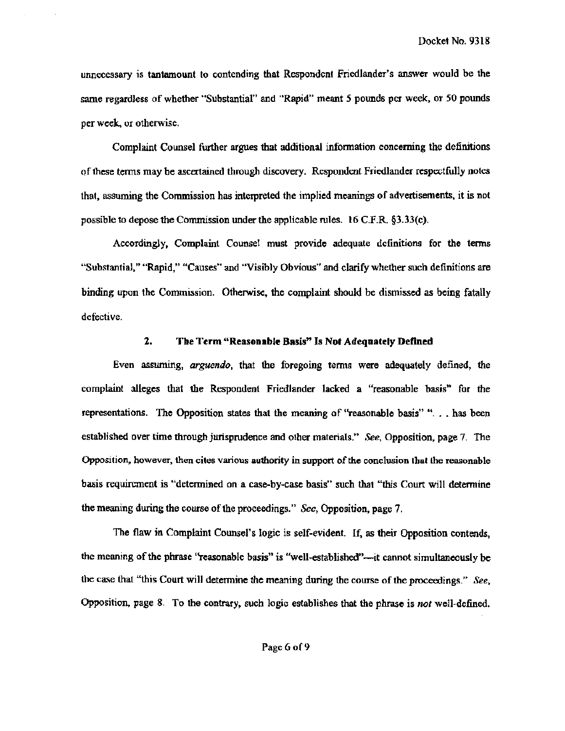unnecessary is tantamount to contending that Respondent Friedlander's answer would be the same regardless of whether "Substantial" and "Rapid" meant 5 pounds per week, or 50 pounds per week, or otherwise.

Complaint Counsel further argues that additional information concerning the definitions of these terms may be ascertained through discovery. Respondent Friedlander respectfully notes that, assuming the Commission has interpreted the implied meanings of advertisements, it is not possible to depose the Commission under the applicable rules. 16 C.F.R. §3.33(c).

Accordingly, Complaint Counsel must provide adequate definitions for the terms "Substantial," "Rapid," "Causes" and "Visibly Obvious" and clarify whether such definitions are binding upon the Commission. Otherwise, the complaint should be dismissed as being fatally defective.

### 2. The Term "Reasonable Basis" Is Not Adequately Defined

Even assuming, *arguendo*, that the foregoing terms were adequately defined, the complaint alleges that the Respondent Friedlander lacked a "reasonable basis" for the representations. The Opposition states that the meaning of "reasonable basis" ". . . has been established over time through jurisprudence and other materials." *See*, Opposition, page 7. The Opposition, however, then cites various authority in support of the conclusion that the reasonable basis requirement is "determined on a case-by-case basis" such that "this Court will determine the meaning during the course of the proceedings." *See*, Opposition, page 7.

The flaw in Complaint Counsel's logic is self-evident. If, as their Opposition contends, the meaning of the phrase "reasonable basis" is "well-established"—it cannot simultaneously be the case that "this Court will determine the meaning during the course of the proceedings." *See*, Opposition, page 8. To the contrary, such logic establishes that the phrase is *not* well-defined.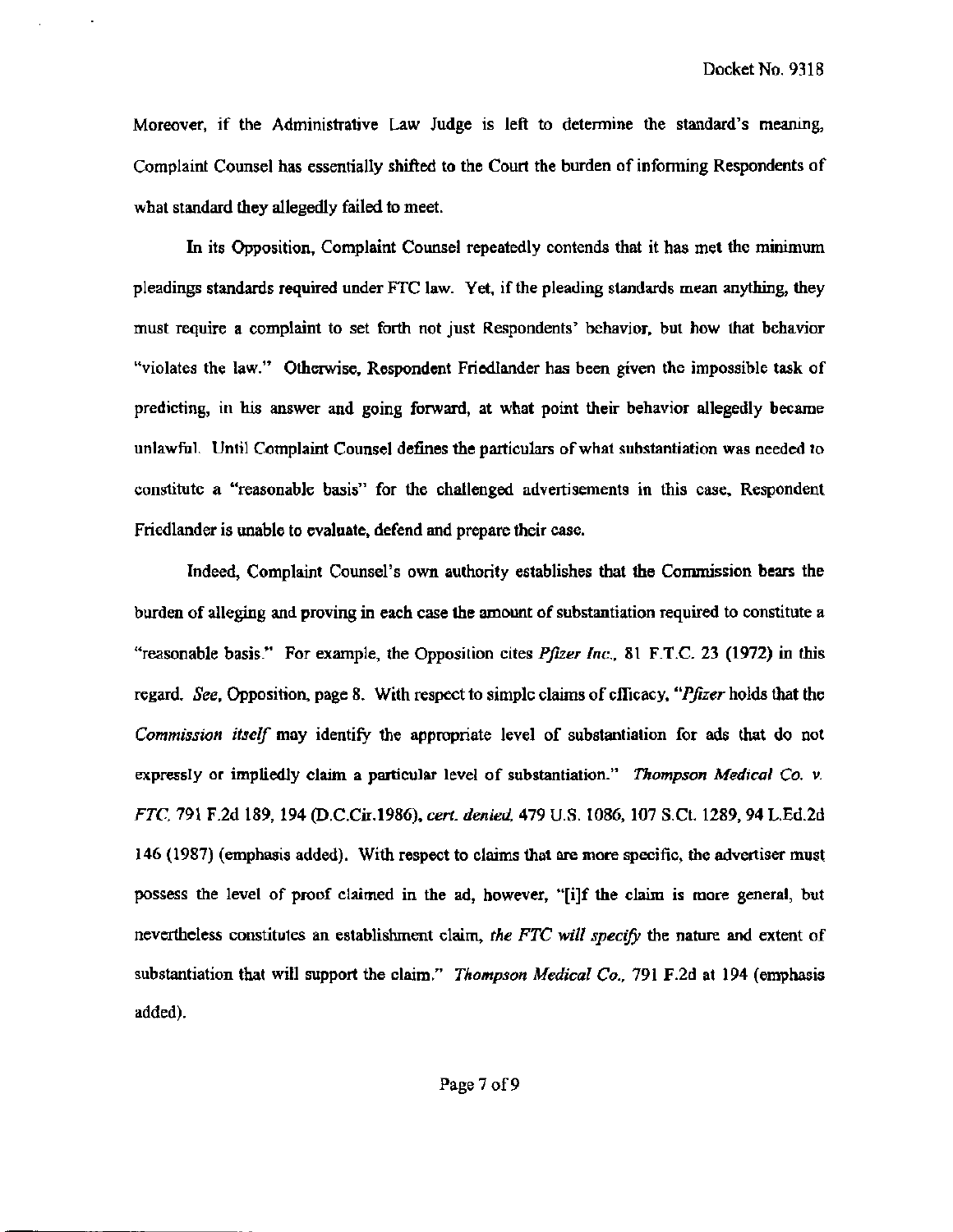Moreover, if the Administrative Law Judge is left to determine the standard's meaning, Complaint Counsel has essentially shifted to the Court the burden of informing Respondents of what standard they allegedly failed to meet.

In its Opposition, Complaint Counsel repeatedly contends that it has met the minimum pleadings standards required under FTC law. Yet, if the pleading standards mean anything, they must require a complaint to set forth not just Respondents' behavior, but how that behavior "violates the law." Otherwise, Respondent Friedlander has been given the impossible task of predicting, in his answer and going forward, at what point their behavior allegedly became unlawful. Until Complaint Counsel defines the particulars of what substantiation was needed to constitute a "reasonable basis" for the challenged advertisements in this case, Respondent Friedlander is unable to evaluate, defend and prepare their case.

Indeed, Complaint Counsel's own authority establishes that the Commission bears the burden of alleging and proving in each case the amount of substantiation required to constitute a "reasonable basis." For example, the Opposition cites *Pfizer Inc.*, 81 F.T.C. 23 (1972) in this regard. *See*, Opposition, page 8. With respect to simple claims of efficacy, "*Pfizer* holds that the *Commission itself* may identify the appropriate level of substantiation for ads that do not expressly or impliedly claim a particular level of substantiation." *Thompson Medical Co. v. FTC*, 791 F.2d 189, 194 (D.C.Cir.1986), *cert. denied*, 479 U.S. 1086, 107 S.Ct. 1289, 94 L.Ed.2d 146 (1987) (emphasis added). With respect to claims that are more specific, the advertiser must possess the level of proof claimed in the ad, however, "[i]f the claim is more general, but nevertheless constitutes an establishment claim, *the FTC will specify* the nature and extent of substantiation that will support the claim." *Thompson Medical Co.*, 791 F.2d at 194 (emphasis added).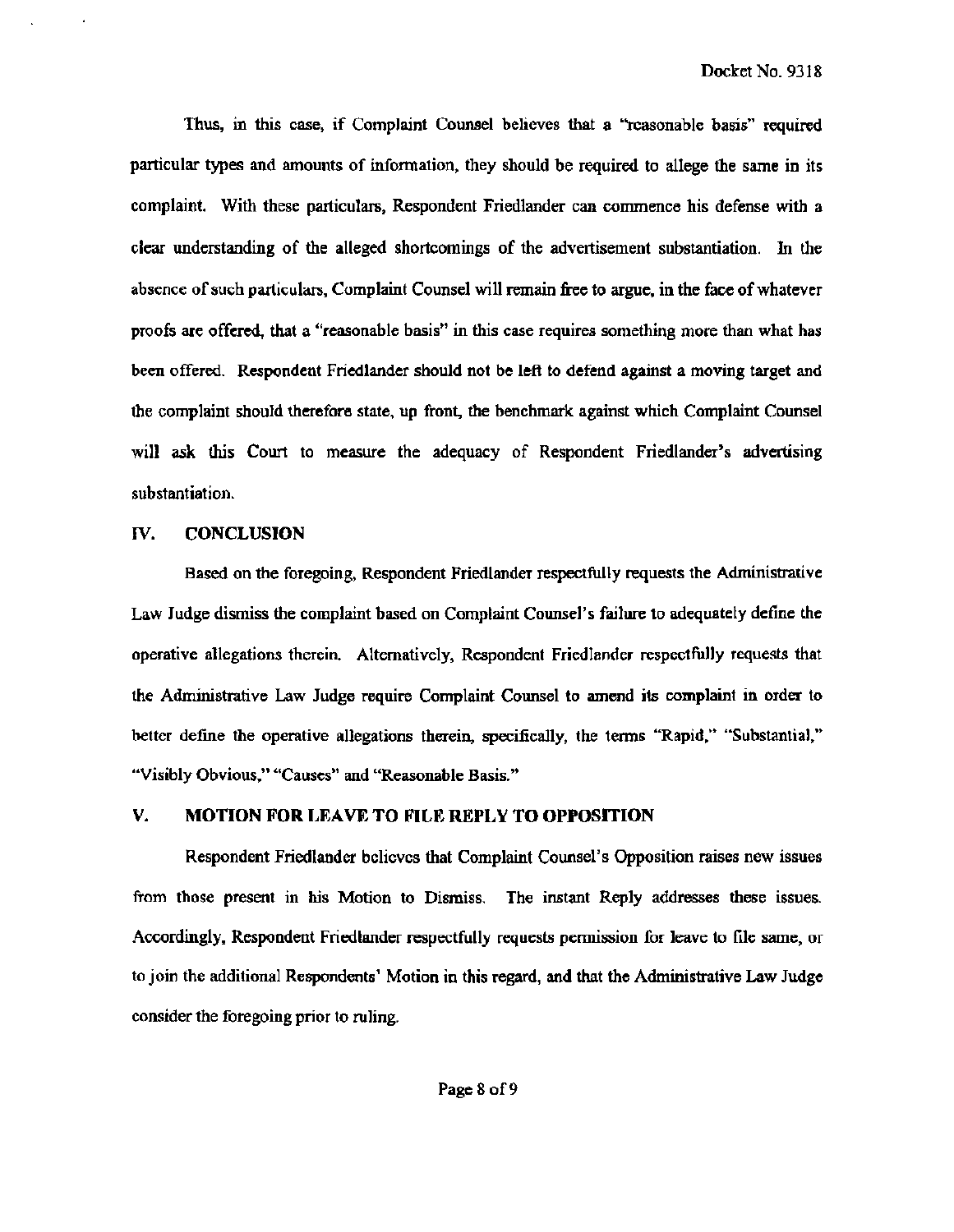Thus, in this case, if Complaint Counsel believes that a "reasonable basis" required particular types and amounts of information, they should be required to allege the same in its complaint. With these particulars, Respondent Friedlander can commence his defense with a clear understanding of the alleged shortcomings of the advertisement substantiation. In the absence of such particulars, Complaint Counsel will remain free to argue, in the face of whatever proofs are offered, that a "reasonable basis" in this case requires something more than what has been offered. Respondent Friedlander should not be left to defend against a moving target and the complaint should therefore state, up front, the benchmark against which Complaint Counsel will ask this Court to measure the adequacy of Respondent Friedlander's advertising substantiation.

## IV. CONCLUSION

Based on the foregoing, Respondent Friedlander respectfully requests the Administrative Law Judge dismiss the complaint based on Complaint Counsel's failure to adequately define the operative allegations therein. Alternatively, Respondent Friedlander respectfully requests that the Administrative Law Judge require Complaint Counsel to amend its complaint in order to better define the operative allegations therein, specifically, the terms "Rapid," "Substantial," "Visibly Obvious," "Causes" and "Reasonable Basis."

## V. MOTION FOR LEAVE TO FILE REPLY TO OPPOSITION

Respondent Friedlander believes that Complaint Counsel's Opposition raises new issues from those present in his Motion to Dismiss. The instant Reply addresses these issues. Accordingly, Respondent Friedlander respectfully requests permission for leave to file same, or to join the additional Respondents' Motion in this regard, and that the Administrative Law Judge consider the foregoing prior to ruling.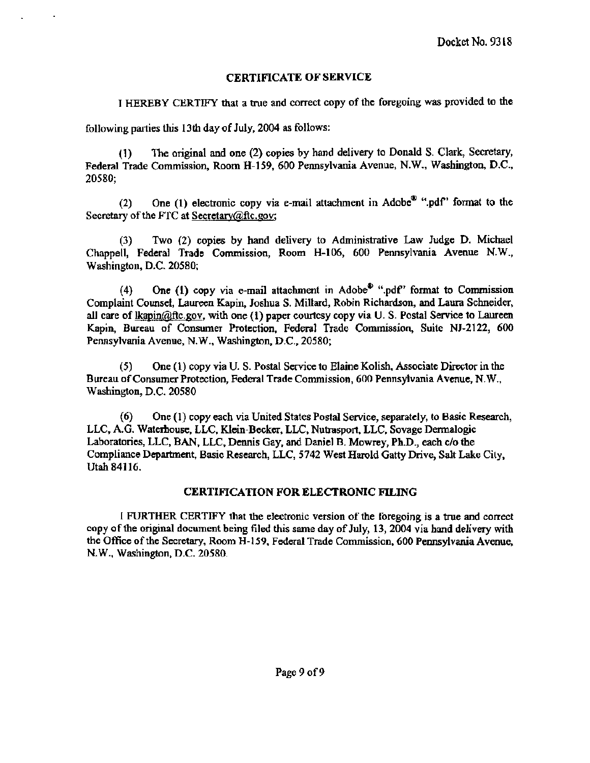Docket No. 9318

## CERTIFICATE OF SERVICE

I HEREBY CERTIFY that a true and correct copy of the foregoing was provided to the following parties this 13th day of July, 2004 as follows:

(1) The original and one (2) copies by hand delivery to Donald S. Clark, Secretary, Federal Trade Commission, Room H-159, 600 Pennsylvania Avenue, N.W., Washington, D.C., 20580;

(2) One (1) electronic copy via e-mail attachment in Adobe® ".pdf" format to the Secretary of the FTC at Secretary@ftc.gov;

(3) Two (2) copies by hand delivery to Administrative Law Judge D. Michael Chappell, Federal Trade Commission, Room H-106, 600 Pennsylvania Avenue N.W., Washington, D.C. 20580;

(4) One (1) copy via e-mail attachment in Adobe® ".pdf" format to Commission Complaint Counsel, Laureen Kapin, Joshua S. Millard, Robin Richardson, and Laura Schneider, all care of lkapin@ftc.gov, with one (1) paper courtesy copy via U. S. Postal Service to Laureen Kapin, Bureau of Consumer Protection, Federal Trade Commission, Suite NJ-2122, 600 Pennsylvania Avenue, N.W., Washington, D.C., 20580;

(5) One (1) copy via U. S. Postal Service to Elaine Kolish, Associate Director in the Bureau of Consumer Protection, Federal Trade Commission, 600 Pennsylvania Avenue, N.W., Washington, D.C. 20580

(6) One (1) copy each via United States Postal Service, separately, to Basic Research, LLC, A.G. Waterhouse, LLC, Klein-Becker, LLC, Nutrasport, LLC, Sovage Dermalogic Laboratories, LLC, BAN, LLC, Dennis Gay, and Daniel B. Mowrey, Ph.D., each c/o the Compliance Department, Basic Research, LLC, 5742 West Harold Gatty Drive, Salt Lake City, Utah 84116.

## CERTIFICATION FOR ELECTRONIC FILING

I FURTHER CERTIFY that the electronic version of the foregoing is a true and correct copy of the original document being filed this same day of July, 13, 2004 via hand delivery with the Office of the Secretary, Room H-159, Federal Trade Commission, 600 Pennsylvania Avenue, N.W., Washington, D.C. 20580.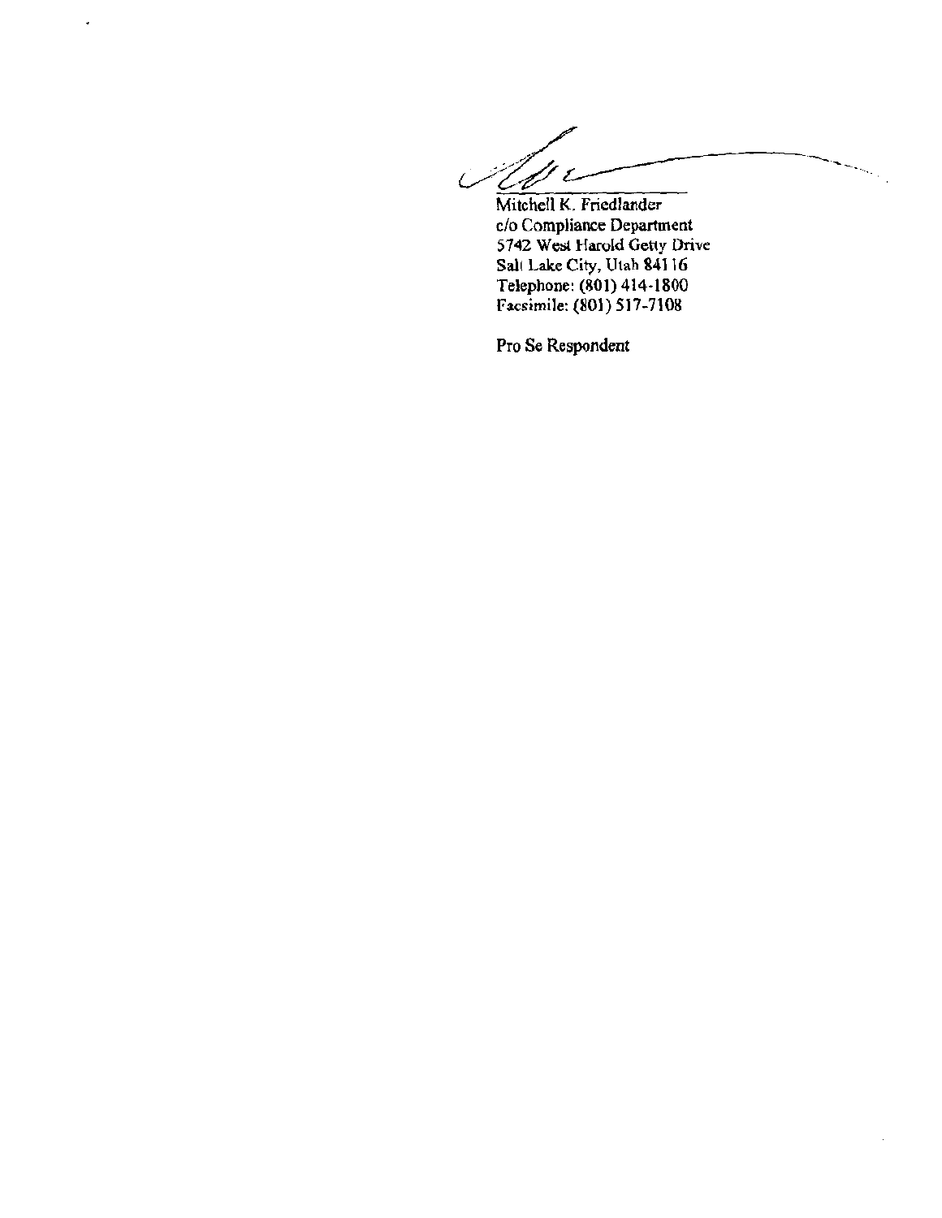Mitchell K. Friedlander
c/o Compliance Department
5742 West Harold Getty Drive
Salt Lake City, Utah 84116
Telephone: (801) 414-1800
Facsimile: (801) 517-7108

Pro Se Respondent